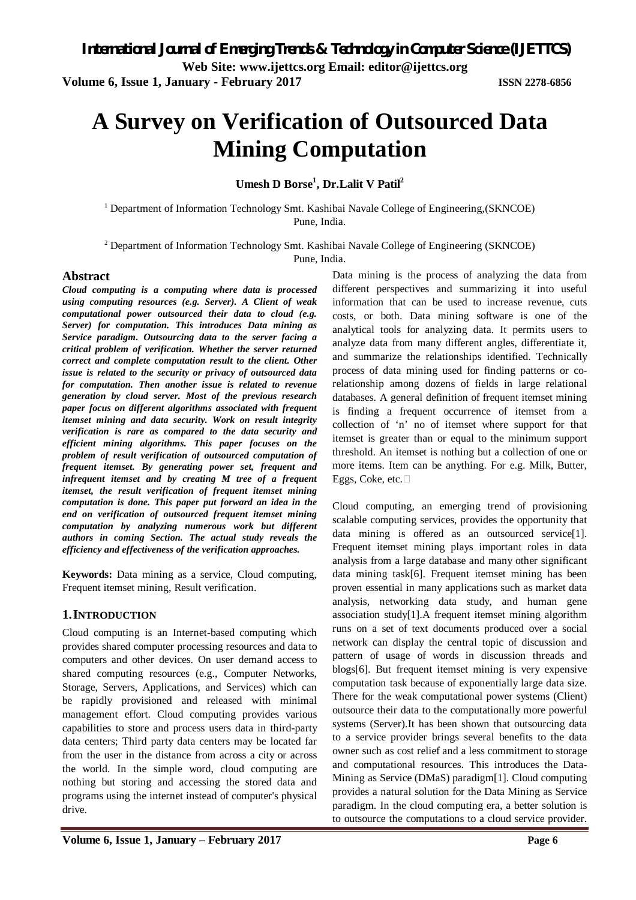# A Survey on Verification of Outsourced Data Mining Computation

**Umesh D Borse[1], Dr.Lalit V Patil[2]**

[1] Department of Information Technology Smt. Kashibai Navale College of Engineering,(SKNCOE) Pune, India.

[2] Department of Information Technology Smt. Kashibai Navale College of Engineering (SKNCOE) Pune, India.

## Abstract

***Cloud computing is a computing where data is processed using computing resources (e.g. Server). A Client of weak computational power outsourced their data to cloud (e.g. Server) for computation. This introduces Data mining as Service paradigm. Outsourcing data to the server facing a critical problem of verification. Whether the server returned correct and complete computation result to the client. Other issue is related to the security or privacy of outsourced data for computation. Then another issue is related to revenue generation by cloud server. Most of the previous research paper focus on different algorithms associated with frequent itemset mining and data security. Work on result integrity verification is rare as compared to the data security and efficient mining algorithms. This paper focuses on the problem of result verification of outsourced computation of frequent itemset. By generating power set, frequent and infrequent itemset and by creating M tree of a frequent itemset, the result verification of frequent itemset mining computation is done. This paper put forward an idea in the end on verification of outsourced frequent itemset mining computation by analyzing numerous work but different authors in coming Section. The actual study reveals the efficiency and effectiveness of the verification approaches.***

**Keywords:** Data mining as a service, Cloud computing, Frequent itemset mining, Result verification.

## 1. INTRODUCTION

Cloud computing is an Internet-based computing which provides shared computer processing resources and data to computers and other devices. On user demand access to shared computing resources (e.g., Computer Networks, Storage, Servers, Applications, and Services) which can be rapidly provisioned and released with minimal management effort. Cloud computing provides various capabilities to store and process users data in third-party data centers; Third party data centers may be located far from the user in the distance from across a city or across the world. In the simple word, cloud computing are nothing but storing and accessing the stored data and programs using the internet instead of computer's physical drive.

Data mining is the process of analyzing the data from different perspectives and summarizing it into useful information that can be used to increase revenue, cuts costs, or both. Data mining software is one of the analytical tools for analyzing data. It permits users to analyze data from many different angles, differentiate it, and summarize the relationships identified. Technically process of data mining used for finding patterns or co-relationship among dozens of fields in large relational databases. A general definition of frequent itemset mining is finding a frequent occurrence of itemset from a collection of 'n' no of itemset where support for that itemset is greater than or equal to the minimum support threshold. An itemset is nothing but a collection of one or more items. Item can be anything. For e.g. Milk, Butter, Eggs, Coke, etc.

Cloud computing, an emerging trend of provisioning scalable computing services, provides the opportunity that data mining is offered as an outsourced service[1]. Frequent itemset mining plays important roles in data analysis from a large database and many other significant data mining task[6]. Frequent itemset mining has been proven essential in many applications such as market data analysis, networking data study, and human gene association study[1].A frequent itemset mining algorithm runs on a set of text documents produced over a social network can display the central topic of discussion and pattern of usage of words in discussion threads and blogs[6]. But frequent itemset mining is very expensive computation task because of exponentially large data size. There for the weak computational power systems (Client) outsource their data to the computationally more powerful systems (Server).It has been shown that outsourcing data to a service provider brings several benefits to the data owner such as cost relief and a less commitment to storage and computational resources. This introduces the Data-Mining as Service (DMaS) paradigm[1]. Cloud computing provides a natural solution for the Data Mining as Service paradigm. In the cloud computing era, a better solution is to outsource the computations to a cloud service provider.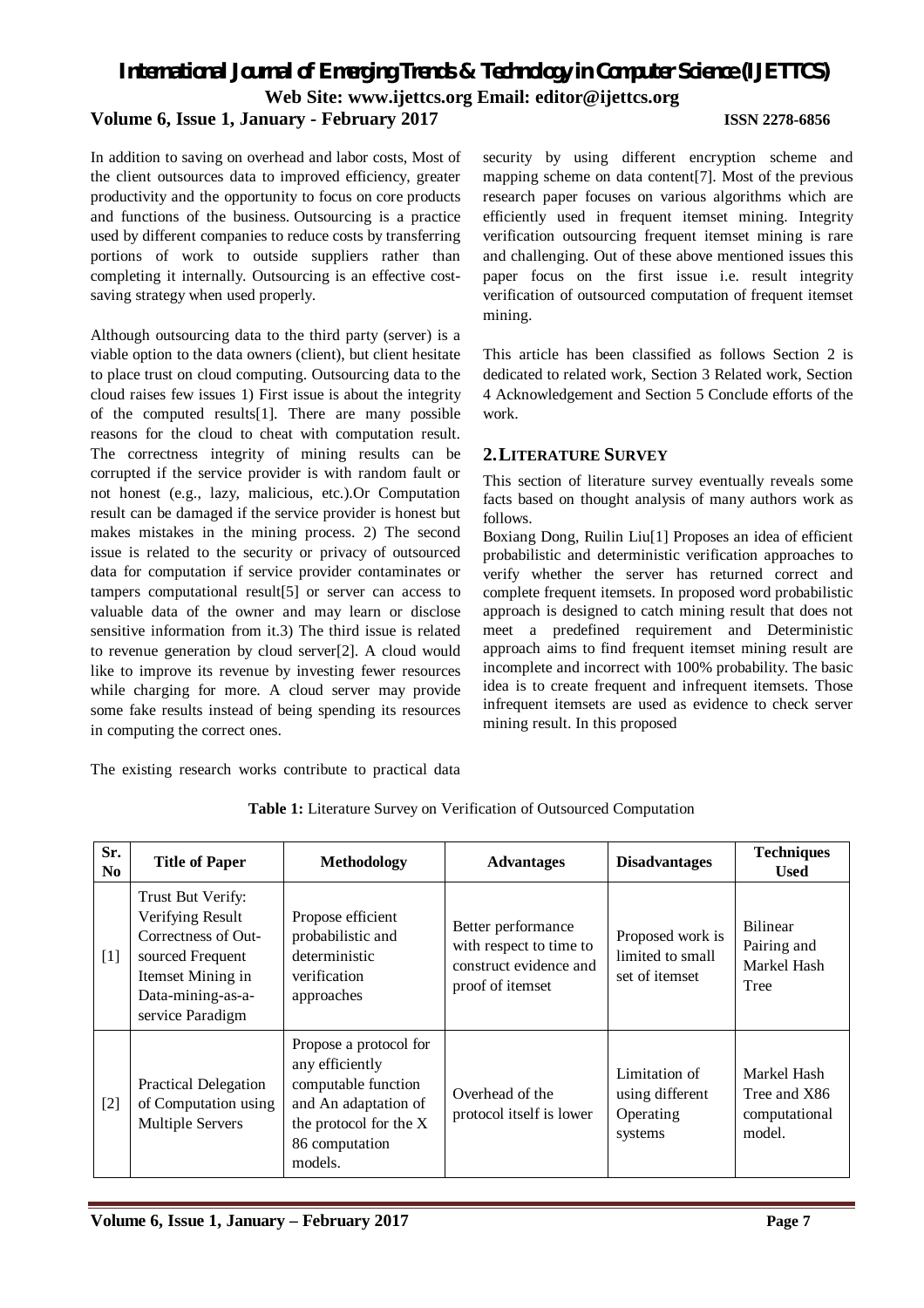In addition to saving on overhead and labor costs, Most of the client outsources data to improved efficiency, greater productivity and the opportunity to focus on core products and functions of the business. Outsourcing is a practice used by different companies to reduce costs by transferring portions of work to outside suppliers rather than completing it internally. Outsourcing is an effective cost-saving strategy when used properly.

Although outsourcing data to the third party (server) is a viable option to the data owners (client), but client hesitate to place trust on cloud computing. Outsourcing data to the cloud raises few issues 1) First issue is about the integrity of the computed results[1]. There are many possible reasons for the cloud to cheat with computation result. The correctness integrity of mining results can be corrupted if the service provider is with random fault or not honest (e.g., lazy, malicious, etc.).Or Computation result can be damaged if the service provider is honest but makes mistakes in the mining process. 2) The second issue is related to the security or privacy of outsourced data for computation if service provider contaminates or tampers computational result[5] or server can access to valuable data of the owner and may learn or disclose sensitive information from it.3) The third issue is related to revenue generation by cloud server[2]. A cloud would like to improve its revenue by investing fewer resources while charging for more. A cloud server may provide some fake results instead of being spending its resources in computing the correct ones.

The existing research works contribute to practical data security by using different encryption scheme and mapping scheme on data content[7]. Most of the previous research paper focuses on various algorithms which are efficiently used in frequent itemset mining. Integrity verification outsourcing frequent itemset mining is rare and challenging. Out of these above mentioned issues this paper focus on the first issue i.e. result integrity verification of outsourced computation of frequent itemset mining.

This article has been classified as follows Section 2 is dedicated to related work, Section 3 Related work, Section 4 Acknowledgement and Section 5 Conclude efforts of the work.

## 2. LITERATURE SURVEY

This section of literature survey eventually reveals some facts based on thought analysis of many authors work as follows.

Boxiang Dong, Ruilin Liu[1] Proposes an idea of efficient probabilistic and deterministic verification approaches to verify whether the server has returned correct and complete frequent itemsets. In proposed word probabilistic approach is designed to catch mining result that does not meet a predefined requirement and Deterministic approach aims to find frequent itemset mining result are incomplete and incorrect with 100% probability. The basic idea is to create frequent and infrequent itemsets. Those infrequent itemsets are used as evidence to check server mining result. In this proposed

**Table 1:** Literature Survey on Verification of Outsourced Computation

| Sr. No | Title of Paper | Methodology | Advantages | Disadvantages | Techniques Used |
|---|---|---|---|---|---|
| [1] | Trust But Verify: Verifying Result Correctness of Out-sourced Frequent Itemset Mining in Data-mining-as-a-service Paradigm | Propose efficient probabilistic and deterministic verification approaches | Better performance with respect to time to construct evidence and proof of itemset | Proposed work is limited to small set of itemset | Bilinear Pairing and Markel Hash Tree |
| [2] | Practical Delegation of Computation using Multiple Servers | Propose a protocol for any efficiently computable function and An adaptation of the protocol for the X 86 computation models. | Overhead of the protocol itself is lower | Limitation of using different Operating systems | Markel Hash Tree and X86 computational model. |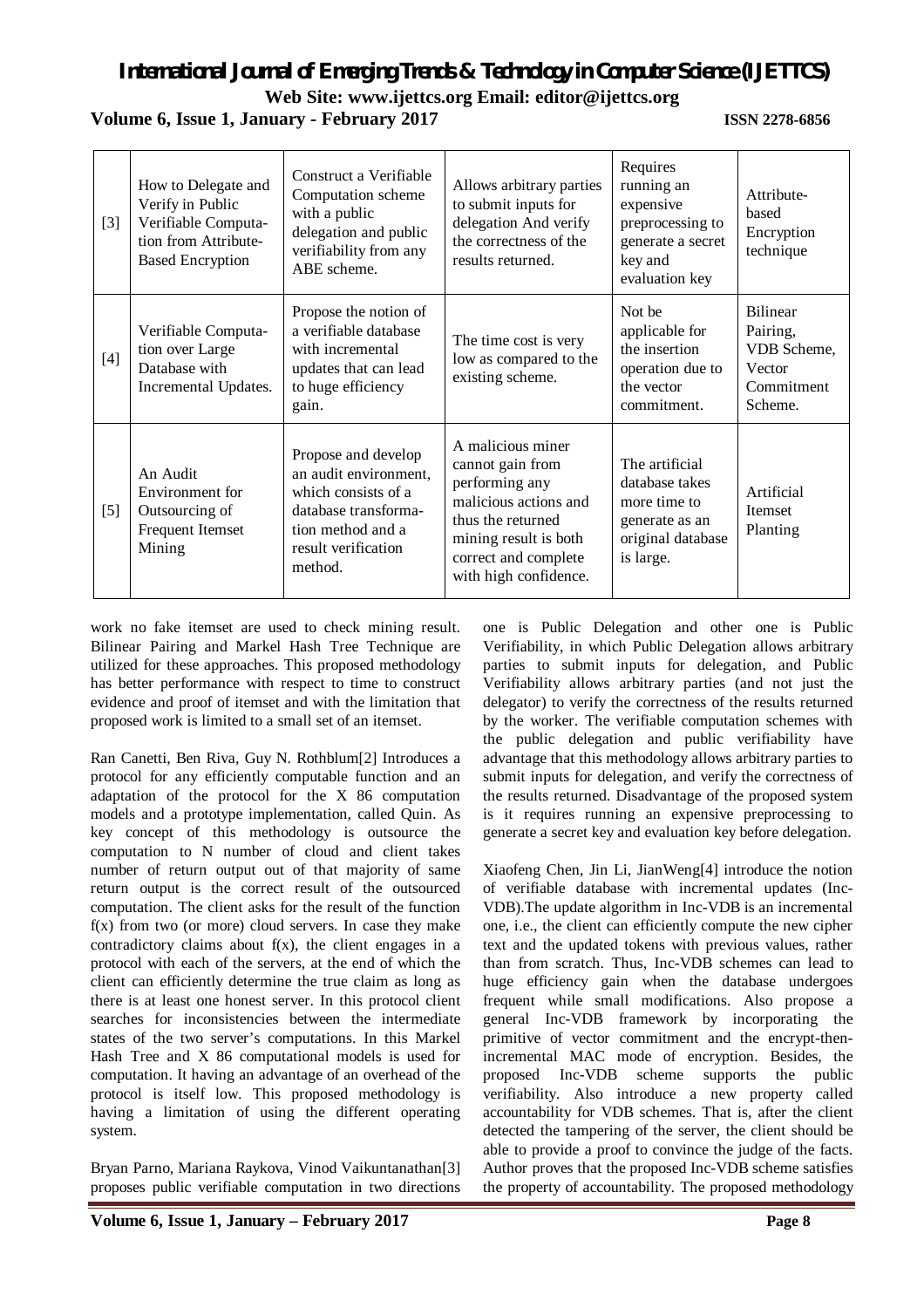| [3] | How to Delegate and Verify in Public Verifiable Computation from Attribute-Based Encryption | Construct a Verifiable Computation scheme with a public delegation and public verifiability from any ABE scheme. | Allows arbitrary parties to submit inputs for delegation And verify the correctness of the results returned. | Requires running an expensive preprocessing to generate a secret key and evaluation key | Attribute-based Encryption technique |
|---|---|---|---|---|---|
| [4] | Verifiable Computation over Large Database with Incremental Updates. | Propose the notion of a verifiable database with incremental updates that can lead to huge efficiency gain. | The time cost is very low as compared to the existing scheme. | Not be applicable for the insertion operation due to the vector commitment. | Bilinear Pairing, VDB Scheme, Vector Commitment Scheme. |
| [5] | An Audit Environment for Outsourcing of Frequent Itemset Mining | Propose and develop an audit environment, which consists of a database transformation method and a result verification method. | A malicious miner cannot gain from performing any malicious actions and thus the returned mining result is both correct and complete with high confidence. | The artificial database takes more time to generate as an original database is large. | Artificial Itemset Planting |

work no fake itemset are used to check mining result. Bilinear Pairing and Markel Hash Tree Technique are utilized for these approaches. This proposed methodology has better performance with respect to time to construct evidence and proof of itemset and with the limitation that proposed work is limited to a small set of an itemset.

Ran Canetti, Ben Riva, Guy N. Rothblum[2] Introduces a protocol for any efficiently computable function and an adaptation of the protocol for the X 86 computation models and a prototype implementation, called Quin. As key concept of this methodology is outsource the computation to N number of cloud and client takes number of return output out of that majority of same return output is the correct result of the outsourced computation. The client asks for the result of the function f(x) from two (or more) cloud servers. In case they make contradictory claims about f(x), the client engages in a protocol with each of the servers, at the end of which the client can efficiently determine the true claim as long as there is at least one honest server. In this protocol client searches for inconsistencies between the intermediate states of the two server's computations. In this Markel Hash Tree and X 86 computational models is used for computation. It having an advantage of an overhead of the protocol is itself low. This proposed methodology is having a limitation of using the different operating system.

Bryan Parno, Mariana Raykova, Vinod Vaikuntanathan[3] proposes public verifiable computation in two directions one is Public Delegation and other one is Public Verifiability, in which Public Delegation allows arbitrary parties to submit inputs for delegation, and Public Verifiability allows arbitrary parties (and not just the delegator) to verify the correctness of the results returned by the worker. The verifiable computation schemes with the public delegation and public verifiability have advantage that this methodology allows arbitrary parties to submit inputs for delegation, and verify the correctness of the results returned. Disadvantage of the proposed system is it requires running an expensive preprocessing to generate a secret key and evaluation key before delegation.

Xiaofeng Chen, Jin Li, JianWeng[4] introduce the notion of verifiable database with incremental updates (Inc-VDB).The update algorithm in Inc-VDB is an incremental one, i.e., the client can efficiently compute the new cipher text and the updated tokens with previous values, rather than from scratch. Thus, Inc-VDB schemes can lead to huge efficiency gain when the database undergoes frequent while small modifications. Also propose a general Inc-VDB framework by incorporating the primitive of vector commitment and the encrypt-then-incremental MAC mode of encryption. Besides, the proposed Inc-VDB scheme supports the public verifiability. Also introduce a new property called accountability for VDB schemes. That is, after the client detected the tampering of the server, the client should be able to provide a proof to convince the judge of the facts. Author proves that the proposed Inc-VDB scheme satisfies the property of accountability. The proposed methodology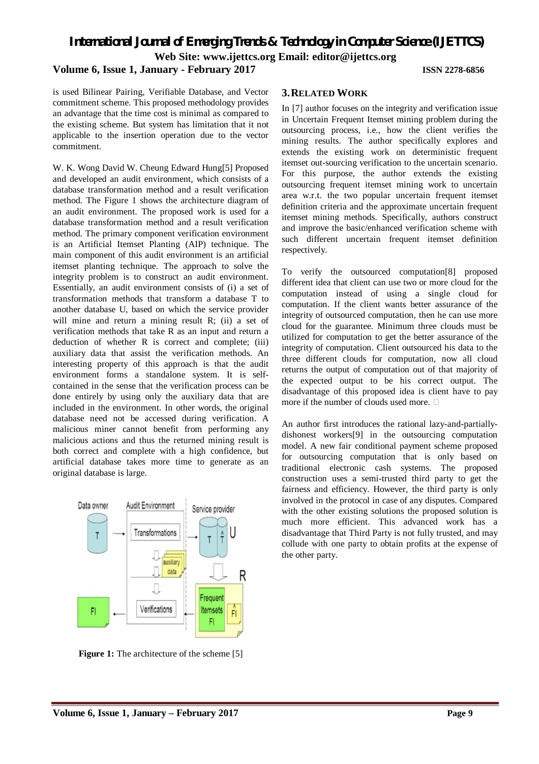is used Bilinear Pairing, Verifiable Database, and Vector commitment scheme. This proposed methodology provides an advantage that the time cost is minimal as compared to the existing scheme. But system has limitation that it not applicable to the insertion operation due to the vector commitment.

W. K. Wong David W. Cheung Edward Hung[5] Proposed and developed an audit environment, which consists of a database transformation method and a result verification method. The Figure 1 shows the architecture diagram of an audit environment. The proposed work is used for a database transformation method and a result verification method. The primary component verification environment is an Artificial Itemset Planting (AIP) technique. The main component of this audit environment is an artificial itemset planting technique. The approach to solve the integrity problem is to construct an audit environment. Essentially, an audit environment consists of (i) a set of transformation methods that transform a database T to another database U, based on which the service provider will mine and return a mining result R; (ii) a set of verification methods that take R as an input and return a deduction of whether R is correct and complete; (iii) auxiliary data that assist the verification methods. An interesting property of this approach is that the audit environment forms a standalone system. It is self-contained in the sense that the verification process can be done entirely by using only the auxiliary data that are included in the environment. In other words, the original database need not be accessed during verification. A malicious miner cannot benefit from performing any malicious actions and thus the returned mining result is both correct and complete with a high confidence, but artificial database takes more time to generate as an original database is large.

**Figure 1:** The architecture of the scheme [5]

## 3. Related Work

In [7] author focuses on the integrity and verification issue in Uncertain Frequent Itemset mining problem during the outsourcing process, i.e., how the client verifies the mining results. The author specifically explores and extends the existing work on deterministic frequent itemset out-sourcing verification to the uncertain scenario. For this purpose, the author extends the existing outsourcing frequent itemset mining work to uncertain area w.r.t. the two popular uncertain frequent itemset definition criteria and the approximate uncertain frequent itemset mining methods. Specifically, authors construct and improve the basic/enhanced verification scheme with such different uncertain frequent itemset definition respectively.

To verify the outsourced computation[8] proposed different idea that client can use two or more cloud for the computation instead of using a single cloud for computation. If the client wants better assurance of the integrity of outsourced computation, then he can use more cloud for the guarantee. Minimum three clouds must be utilized for computation to get the better assurance of the integrity of computation. Client outsourced his data to the three different clouds for computation, now all cloud returns the output of computation out of that majority of the expected output to be his correct output. The disadvantage of this proposed idea is client have to pay more if the number of clouds used more.

An author first introduces the rational lazy-and-partially-dishonest workers[9] in the outsourcing computation model. A new fair conditional payment scheme proposed for outsourcing computation that is only based on traditional electronic cash systems. The proposed construction uses a semi-trusted third party to get the fairness and efficiency. However, the third party is only involved in the protocol in case of any disputes. Compared with the other existing solutions the proposed solution is much more efficient. This advanced work has a disadvantage that Third Party is not fully trusted, and may collude with one party to obtain profits at the expense of the other party.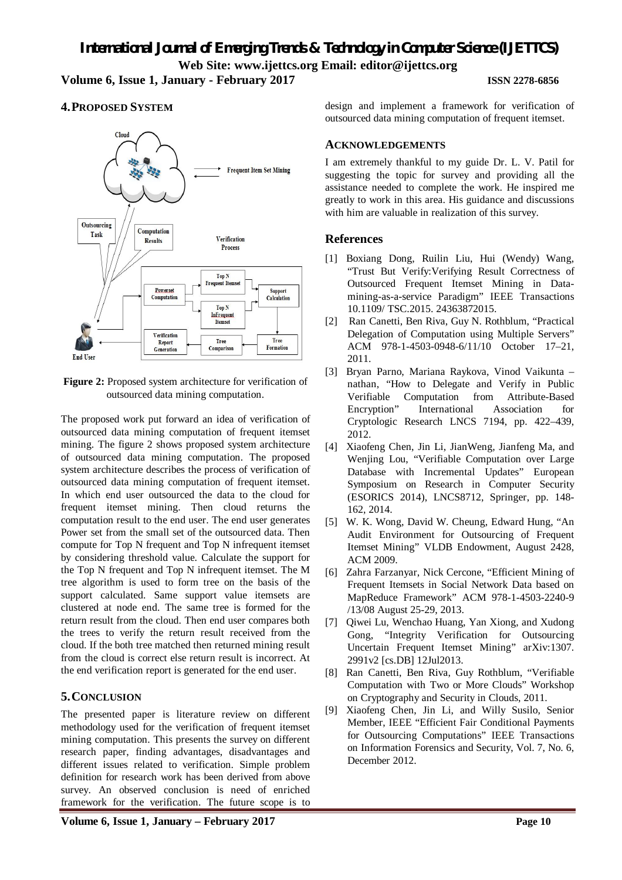## 4. PROPOSED SYSTEM

Cloud

Frequent Item Set Mining

Outsourcing Task

Computation Results

Verification Process

Top N Frequent Itemset

Powerset Computation

Support Calculation

Top N InFrequent Itemset

Verification Report Generation

Tree Comparison

Tree Formation

End User

**Figure 2:** Proposed system architecture for verification of outsourced data mining computation.

The proposed work put forward an idea of verification of outsourced data mining computation of frequent itemset mining. The figure 2 shows proposed system architecture of outsourced data mining computation. The proposed system architecture describes the process of verification of outsourced data mining computation of frequent itemset. In which end user outsourced the data to the cloud for frequent itemset mining. Then cloud returns the computation result to the end user. The end user generates Power set from the small set of the outsourced data. Then compute for Top N frequent and Top N infrequent itemset by considering threshold value. Calculate the support for the Top N frequent and Top N infrequent itemset. The M tree algorithm is used to form tree on the basis of the support calculated. Same support value itemsets are clustered at node end. The same tree is formed for the return result from the cloud. Then end user compares both the trees to verify the return result received from the cloud. If the both tree matched then returned mining result from the cloud is correct else return result is incorrect. At the end verification report is generated for the end user.

## 5. CONCLUSION

The presented paper is literature review on different methodology used for the verification of frequent itemset mining computation. This presents the survey on different research paper, finding advantages, disadvantages and different issues related to verification. Simple problem definition for research work has been derived from above survey. An observed conclusion is need of enriched framework for the verification. The future scope is to design and implement a framework for verification of outsourced data mining computation of frequent itemset.

### ACKNOWLEDGEMENTS

I am extremely thankful to my guide Dr. L. V. Patil for suggesting the topic for survey and providing all the assistance needed to complete the work. He inspired me greatly to work in this area. His guidance and discussions with him are valuable in realization of this survey.

## References

[1] Boxiang Dong, Ruilin Liu, Hui (Wendy) Wang, "Trust But Verify:Verifying Result Correctness of Outsourced Frequent Itemset Mining in Data-mining-as-a-service Paradigm" IEEE Transactions 10.1109/ TSC.2015. 24363872015.

[2] Ran Canetti, Ben Riva, Guy N. Rothblum, "Practical Delegation of Computation using Multiple Servers" ACM 978-1-4503-0948-6/11/10 October 17–21, 2011.

[3] Bryan Parno, Mariana Raykova, Vinod Vaikunta – nathan, "How to Delegate and Verify in Public Verifiable Computation from Attribute-Based Encryption" International Association for Cryptologic Research LNCS 7194, pp. 422–439, 2012.

[4] Xiaofeng Chen, Jin Li, JianWeng, Jianfeng Ma, and Wenjing Lou, "Verifiable Computation over Large Database with Incremental Updates" European Symposium on Research in Computer Security (ESORICS 2014), LNCS8712, Springer, pp. 148-162, 2014.

[5] W. K. Wong, David W. Cheung, Edward Hung, "An Audit Environment for Outsourcing of Frequent Itemset Mining" VLDB Endowment, August 2428, ACM 2009.

[6] Zahra Farzanyar, Nick Cercone, "Efficient Mining of Frequent Itemsets in Social Network Data based on MapReduce Framework" ACM 978-1-4503-2240-9 /13/08 August 25-29, 2013.

[7] Qiwei Lu, Wenchao Huang, Yan Xiong, and Xudong Gong, "Integrity Verification for Outsourcing Uncertain Frequent Itemset Mining" arXiv:1307. 2991v2 [cs.DB] 12Jul2013.

[8] Ran Canetti, Ben Riva, Guy Rothblum, "Verifiable Computation with Two or More Clouds" Workshop on Cryptography and Security in Clouds, 2011.

[9] Xiaofeng Chen, Jin Li, and Willy Susilo, Senior Member, IEEE "Efficient Fair Conditional Payments for Outsourcing Computations" IEEE Transactions on Information Forensics and Security, Vol. 7, No. 6, December 2012.